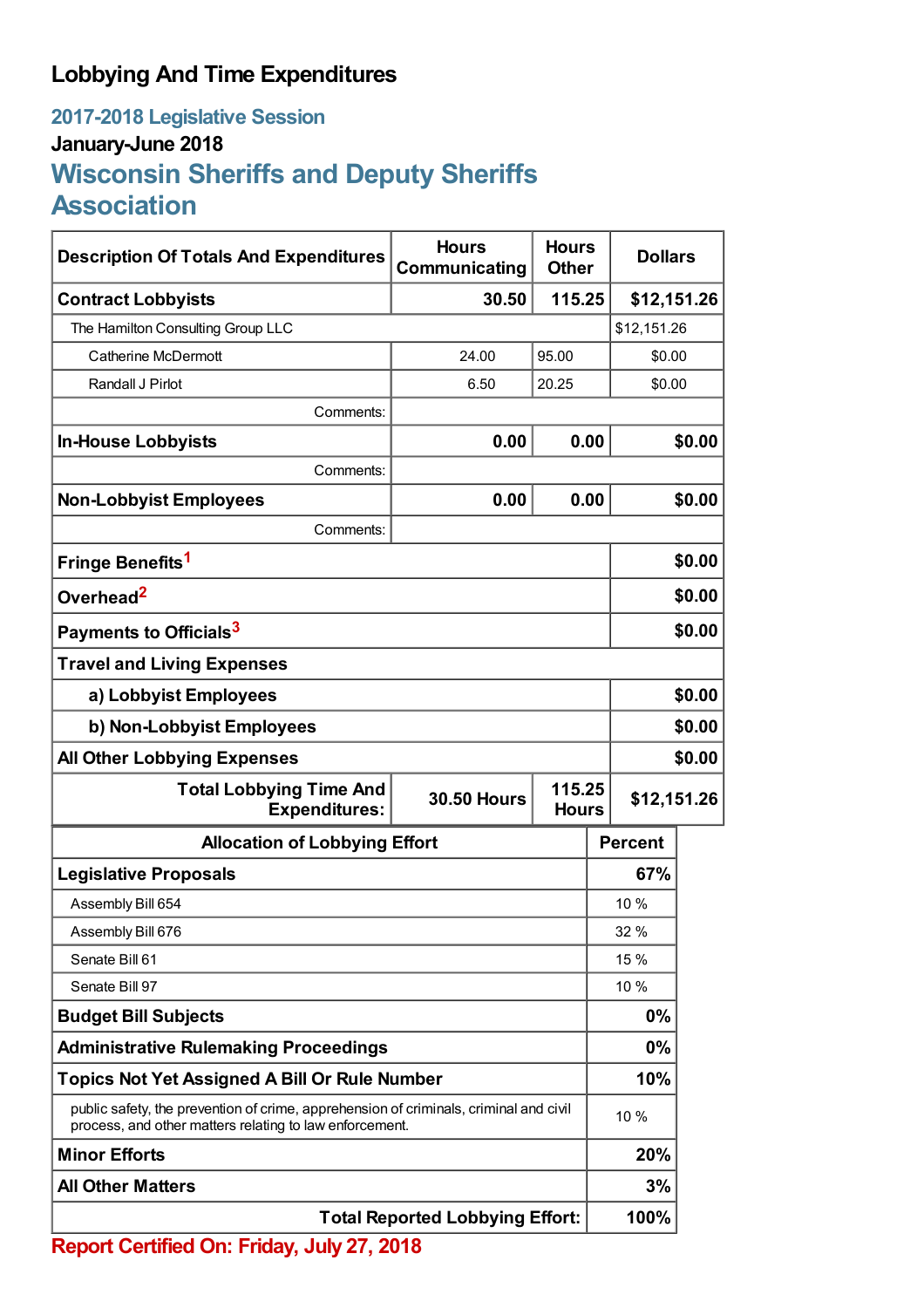# Lobbying And Time Expenditures

## 2017-2018 Legislative Session

### January-June 2018

## Wisconsin Sheriffs and Deputy Sheriffs Association

| Description Of Totals And Expenditures | Hours Communicating | Hours Other | Dollars |
|---|---|---|---|
| **Contract Lobbyists** | **30.50** | **115.25** | **$12,151.26** |
| The Hamilton Consulting Group LLC | | | $12,151.26 |
| Catherine McDermott | 24.00 | 95.00 | $0.00 |
| Randall J Pirlot | 6.50 | 20.25 | $0.00 |
| Comments: | | | |
| **In-House Lobbyists** | **0.00** | **0.00** | **$0.00** |
| Comments: | | | |
| **Non-Lobbyist Employees** | **0.00** | **0.00** | **$0.00** |
| Comments: | | | |
| **Fringe Benefits[1]** | | | **$0.00** |
| **Overhead[2]** | | | **$0.00** |
| **Payments to Officials[3]** | | | **$0.00** |
| **Travel and Living Expenses** | | | |
| **a) Lobbyist Employees** | | | **$0.00** |
| **b) Non-Lobbyist Employees** | | | **$0.00** |
| **All Other Lobbying Expenses** | | | **$0.00** |
| **Total Lobbying Time And Expenditures:** | **30.50 Hours** | **115.25 Hours** | **$12,151.26** |

| Allocation of Lobbying Effort | Percent |
|---|---|
| **Legislative Proposals** | **67%** |
| Assembly Bill 654 | 10 % |
| Assembly Bill 676 | 32 % |
| Senate Bill 61 | 15 % |
| Senate Bill 97 | 10 % |
| **Budget Bill Subjects** | **0%** |
| **Administrative Rulemaking Proceedings** | **0%** |
| **Topics Not Yet Assigned A Bill Or Rule Number** | **10%** |
| public safety, the prevention of crime, apprehension of criminals, criminal and civil process, and other matters relating to law enforcement. | 10 % |
| **Minor Efforts** | **20%** |
| **All Other Matters** | **3%** |
| **Total Reported Lobbying Effort:** | **100%** |

**Report Certified On: Friday, July 27, 2018**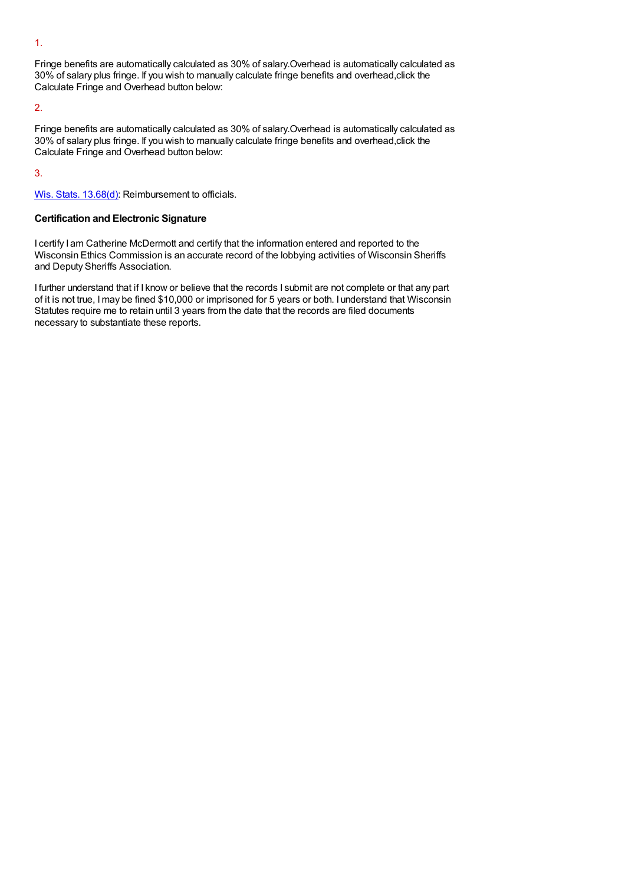1.

Fringe benefits are automatically calculated as 30% of salary.Overhead is automatically calculated as 30% of salary plus fringe. If you wish to manually calculate fringe benefits and overhead,click the Calculate Fringe and Overhead button below:

2.

Fringe benefits are automatically calculated as 30% of salary.Overhead is automatically calculated as 30% of salary plus fringe. If you wish to manually calculate fringe benefits and overhead,click the Calculate Fringe and Overhead button below:

3.

Wis. Stats. 13.68(d): Reimbursement to officials.

**Certification and Electronic Signature**

I certify I am Catherine McDermott and certify that the information entered and reported to the Wisconsin Ethics Commission is an accurate record of the lobbying activities of Wisconsin Sheriffs and Deputy Sheriffs Association.

I further understand that if I know or believe that the records I submit are not complete or that any part of it is not true, I may be fined $10,000 or imprisoned for 5 years or both. I understand that Wisconsin Statutes require me to retain until 3 years from the date that the records are filed documents necessary to substantiate these reports.